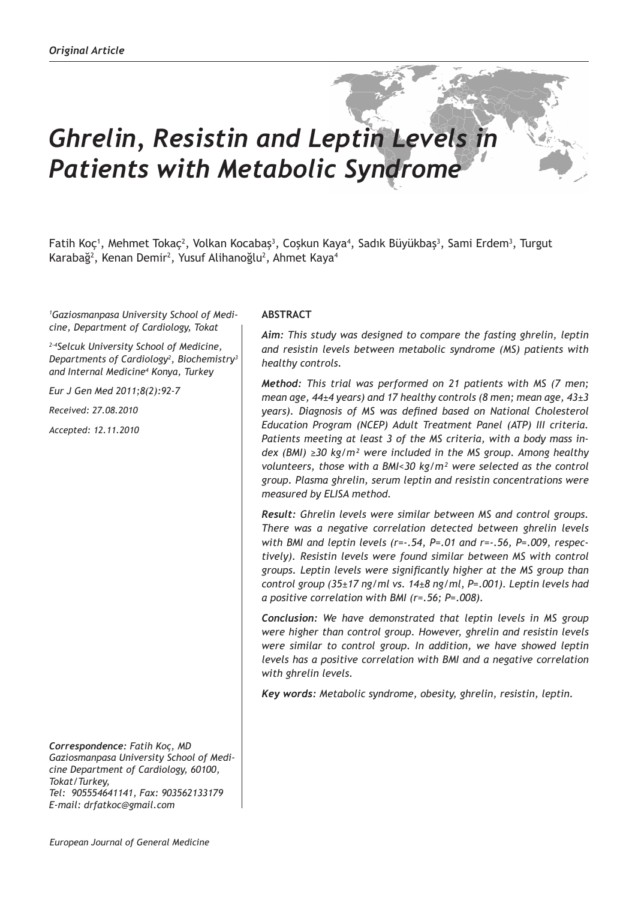*Original Article*

# *Ghrelin, Resistin and Leptin Levels in Patients with Metabolic Syndrome*

Fatih Koç[1], Mehmet Tokaç[2], Volkan Kocabaş[3], Coşkun Kaya[4], Sadık Büyükbaş[3], Sami Erdem[3], Turgut Karabağ[2], Kenan Demir[2], Yusuf Alihanoğlu[2], Ahmet Kaya[4]

*[1]Gaziosmanpasa University School of Medicine, Department of Cardiology, Tokat*

*[2-4]Selcuk University School of Medicine, Departments of Cardiology[2], Biochemistry[3] and Internal Medicine[4] Konya, Turkey*

*Eur J Gen Med 2011;8(2):92-7*

*Received: 27.08.2010*

*Accepted: 12.11.2010*

**ABSTRACT**

***Aim:*** *This study was designed to compare the fasting ghrelin, leptin and resistin levels between metabolic syndrome (MS) patients with healthy controls.*

***Method:*** *This trial was performed on 21 patients with MS (7 men; mean age, 44±4 years) and 17 healthy controls (8 men; mean age, 43±3 years). Diagnosis of MS was defined based on National Cholesterol Education Program (NCEP) Adult Treatment Panel (ATP) III criteria. Patients meeting at least 3 of the MS criteria, with a body mass index (BMI) ≥30 kg/m² were included in the MS group. Among healthy volunteers, those with a BMI<30 kg/m² were selected as the control group. Plasma ghrelin, serum leptin and resistin concentrations were measured by ELISA method.*

***Result:*** *Ghrelin levels were similar between MS and control groups. There was a negative correlation detected between ghrelin levels with BMI and leptin levels (r=-.54, P=.01 and r=-.56, P=.009, respectively). Resistin levels were found similar between MS with control groups. Leptin levels were significantly higher at the MS group than control group (35±17 ng/ml vs. 14±8 ng/ml, P=.001). Leptin levels had a positive correlation with BMI (r=.56; P=.008).*

***Conclusion:*** *We have demonstrated that leptin levels in MS group were higher than control group. However, ghrelin and resistin levels were similar to control group. In addition, we have showed leptin levels has a positive correlation with BMI and a negative correlation with ghrelin levels.*

***Key words:*** *Metabolic syndrome, obesity, ghrelin, resistin, leptin.*

***Correspondence:*** *Fatih Koç, MD*
*Gaziosmanpasa University School of Medicine Department of Cardiology, 60100, Tokat/Turkey,*
*Tel: 905554641141, Fax: 903562133179*
*E-mail: drfatkoc@gmail.com*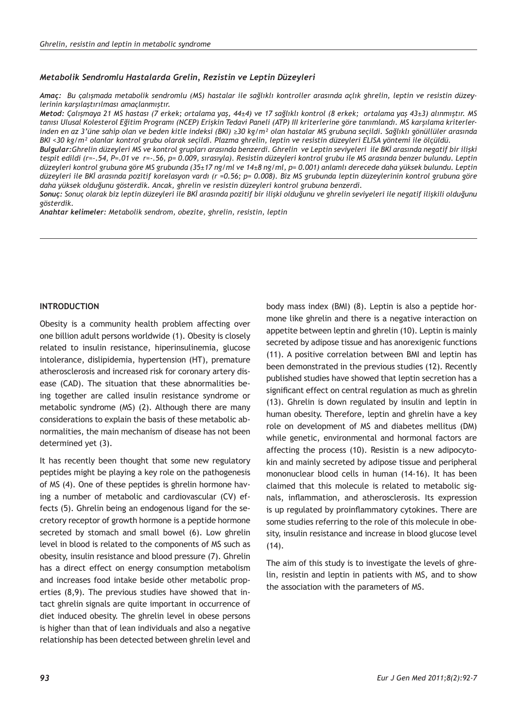### *Metabolik Sendromlu Hastalarda Grelin, Rezistin ve Leptin Düzeyleri*

***Amaç:*** *Bu çalışmada metabolik sendromlu (MS) hastalar ile sağlıklı kontroller arasında açlık ghrelin, leptin ve resistin düzeylerinin karşılaştırılması amaçlanmıştır.*

***Metod:*** *Çalışmaya 21 MS hastası (7 erkek; ortalama yaş, 44±4) ve 17 sağlıklı kontrol (8 erkek; ortalama yaş 43±3) alınmıştır. MS tanısı Ulusal Kolesterol Eğitim Programı (NCEP) Erişkin Tedavi Paneli (ATP) III kriterlerine göre tanımlandı. MS karşılama kriterlerinden en az 3'üne sahip olan ve beden kitle indeksi (BKI) ≥30 kg/m² olan hastalar MS grubuna seçildi. Sağlıklı gönüllüler arasında BKI <30 kg/m² olanlar kontrol grubu olarak seçildi. Plazma ghrelin, leptin ve resistin düzeyleri ELISA yöntemi ile ölçüldü.*

***Bulgular:*** *Ghrelin düzeyleri MS ve kontrol grupları arasında benzerdi. Ghrelin ve Leptin seviyeleri ile BKİ arasında negatif bir ilişki tespit edildi (r=-.54, P=.01 ve r=-.56, p= 0.009, sırasıyla). Resistin düzeyleri kontrol grubu ile MS arasında benzer bulundu. Leptin düzeyleri kontrol grubuna göre MS grubunda (35±17 ng/ml ve 14±8 ng/ml, p= 0.001) anlamlı derecede daha yüksek bulundu. Leptin düzeyleri ile BKİ arasında pozitif korelasyon vardı (r =0.56; p= 0.008). Biz MS grubunda leptin düzeylerinin kontrol grubuna göre daha yüksek olduğunu gösterdik. Ancak, ghrelin ve resistin düzeyleri kontrol grubuna benzerdi.*

***Sonuç:*** *Sonuç olarak biz leptin düzeyleri ile BKİ arasında pozitif bir ilişki olduğunu ve ghrelin seviyeleri ile negatif ilişkili olduğunu gösterdik.*

***Anahtar kelimeler:*** *Metabolik sendrom, obezite, ghrelin, resistin, leptin*

## INTRODUCTION

Obesity is a community health problem affecting over one billion adult persons worldwide (1). Obesity is closely related to insulin resistance, hiperinsulinemia, glucose intolerance, dislipidemia, hypertension (HT), premature atherosclerosis and increased risk for coronary artery disease (CAD). The situation that these abnormalities being together are called insulin resistance syndrome or metabolic syndrome (MS) (2). Although there are many considerations to explain the basis of these metabolic abnormalities, the main mechanism of disease has not been determined yet (3).

It has recently been thought that some new regulatory peptides might be playing a key role on the pathogenesis of MS (4). One of these peptides is ghrelin hormone having a number of metabolic and cardiovascular (CV) effects (5). Ghrelin being an endogenous ligand for the secretory receptor of growth hormone is a peptide hormone secreted by stomach and small bowel (6). Low ghrelin level in blood is related to the components of MS such as obesity, insulin resistance and blood pressure (7). Ghrelin has a direct effect on energy consumption metabolism and increases food intake beside other metabolic properties (8,9). The previous studies have showed that intact ghrelin signals are quite important in occurrence of diet induced obesity. The ghrelin level in obese persons is higher than that of lean individuals and also a negative relationship has been detected between ghrelin level and body mass index (BMI) (8). Leptin is also a peptide hormone like ghrelin and there is a negative interaction on appetite between leptin and ghrelin (10). Leptin is mainly secreted by adipose tissue and has anorexigenic functions (11). A positive correlation between BMI and leptin has been demonstrated in the previous studies (12). Recently published studies have showed that leptin secretion has a significant effect on central regulation as much as ghrelin (13). Ghrelin is down regulated by insulin and leptin in human obesity. Therefore, leptin and ghrelin have a key role on development of MS and diabetes mellitus (DM) while genetic, environmental and hormonal factors are affecting the process (10). Resistin is a new adipocytokin and mainly secreted by adipose tissue and peripheral mononuclear blood cells in human (14-16). It has been claimed that this molecule is related to metabolic signals, inflammation, and atherosclerosis. Its expression is up regulated by proinflammatory cytokines. There are some studies referring to the role of this molecule in obesity, insulin resistance and increase in blood glucose level (14).

The aim of this study is to investigate the levels of ghrelin, resistin and leptin in patients with MS, and to show the association with the parameters of MS.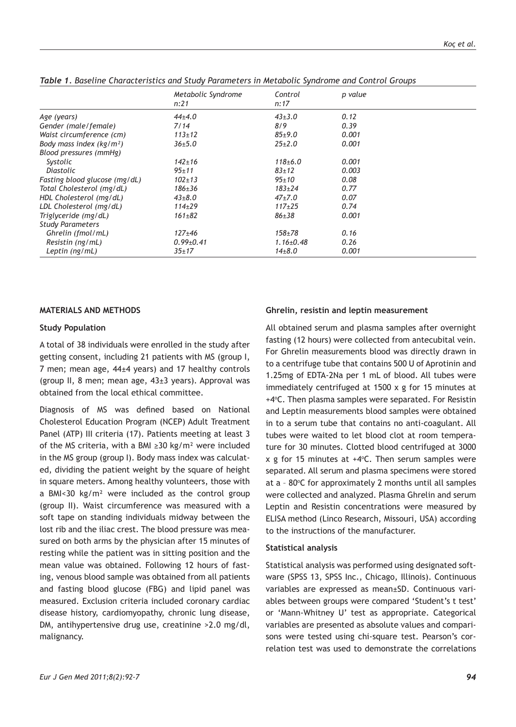*Table 1. Baseline Characteristics and Study Parameters in Metabolic Syndrome and Control Groups*

| | Metabolic Syndrome n:21 | Control n:17 | p value |
|---|---|---|---|
| Age (years) | 44±4.0 | 43±3.0 | 0.12 |
| Gender (male/female) | 7/14 | 8/9 | 0.39 |
| Waist circumference (cm) | 113±12 | 85±9.0 | 0.001 |
| Body mass index (kg/m²) | 36±5.0 | 25±2.0 | 0.001 |
| Blood pressures (mmHg) | | | |
| Systolic | 142±16 | 118±6.0 | 0.001 |
| Diastolic | 95±11 | 83±12 | 0.003 |
| Fasting blood glucose (mg/dL) | 102±13 | 95±10 | 0.08 |
| Total Cholesterol (mg/dL) | 186±36 | 183±24 | 0.77 |
| HDL Cholesterol (mg/dL) | 43±8.0 | 47±7.0 | 0.07 |
| LDL Cholesterol (mg/dL) | 114±29 | 117±25 | 0.74 |
| Triglyceride (mg/dL) | 161±82 | 86±38 | 0.001 |
| Study Parameters | | | |
| Ghrelin (fmol/mL) | 127±46 | 158±78 | 0.16 |
| Resistin (ng/mL) | 0.99±0.41 | 1.16±0.48 | 0.26 |
| Leptin (ng/mL) | 35±17 | 14±8.0 | 0.001 |

## MATERIALS AND METHODS

### Study Population

A total of 38 individuals were enrolled in the study after getting consent, including 21 patients with MS (group I, 7 men; mean age, 44±4 years) and 17 healthy controls (group II, 8 men; mean age, 43±3 years). Approval was obtained from the local ethical committee.

Diagnosis of MS was defined based on National Cholesterol Education Program (NCEP) Adult Treatment Panel (ATP) III criteria (17). Patients meeting at least 3 of the MS criteria, with a BMI ≥30 kg/m² were included in the MS group (group I). Body mass index was calculated, dividing the patient weight by the square of height in square meters. Among healthy volunteers, those with a BMI<30 kg/m² were included as the control group (group II). Waist circumference was measured with a soft tape on standing individuals midway between the lost rib and the iliac crest. The blood pressure was measured on both arms by the physician after 15 minutes of resting while the patient was in sitting position and the mean value was obtained. Following 12 hours of fasting, venous blood sample was obtained from all patients and fasting blood glucose (FBG) and lipid panel was measured. Exclusion criteria included coronary cardiac disease history, cardiomyopathy, chronic lung disease, DM, antihypertensive drug use, creatinine >2.0 mg/dl, malignancy.

### Ghrelin, resistin and leptin measurement

All obtained serum and plasma samples after overnight fasting (12 hours) were collected from antecubital vein. For Ghrelin measurements blood was directly drawn in to a centrifuge tube that contains 500 U of Aprotinin and 1.25mg of EDTA-2Na per 1 mL of blood. All tubes were immediately centrifuged at 1500 x g for 15 minutes at +4°C. Then plasma samples were separated. For Resistin and Leptin measurements blood samples were obtained in to a serum tube that contains no anti-coagulant. All tubes were waited to let blood clot at room temperature for 30 minutes. Clotted blood centrifuged at 3000 x g for 15 minutes at +4°C. Then serum samples were separated. All serum and plasma specimens were stored at a – 80°C for approximately 2 months until all samples were collected and analyzed. Plasma Ghrelin and serum Leptin and Resistin concentrations were measured by ELISA method (Linco Research, Missouri, USA) according to the instructions of the manufacturer.

### Statistical analysis

Statistical analysis was performed using designated software (SPSS 13, SPSS Inc., Chicago, Illinois). Continuous variables are expressed as mean±SD. Continuous variables between groups were compared 'Student's t test' or 'Mann-Whitney U' test as appropriate. Categorical variables are presented as absolute values and comparisons were tested using chi-square test. Pearson's correlation test was used to demonstrate the correlations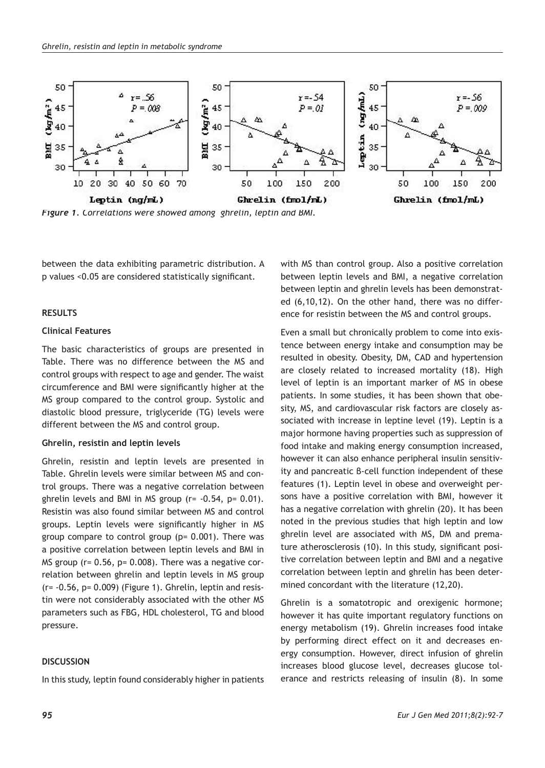*Figure 1. Correlations were showed among ghrelin, leptin and BMI.*

between the data exhibiting parametric distribution. A p values <0.05 are considered statistically significant.

## RESULTS

### Clinical Features

The basic characteristics of groups are presented in Table. There was no difference between the MS and control groups with respect to age and gender. The waist circumference and BMI were significantly higher at the MS group compared to the control group. Systolic and diastolic blood pressure, triglyceride (TG) levels were different between the MS and control group.

### Ghrelin, resistin and leptin levels

Ghrelin, resistin and leptin levels are presented in Table. Ghrelin levels were similar between MS and control groups. There was a negative correlation between ghrelin levels and BMI in MS group ($r = -0.54$, $p = 0.01$). Resistin was also found similar between MS and control groups. Leptin levels were significantly higher in MS group compare to control group ($p = 0.001$). There was a positive correlation between leptin levels and BMI in MS group ($r = 0.56$, $p = 0.008$). There was a negative correlation between ghrelin and leptin levels in MS group ($r = -0.56$, $p = 0.009$) (Figure 1). Ghrelin, leptin and resistin were not considerably associated with the other MS parameters such as FBG, HDL cholesterol, TG and blood pressure.

## DISCUSSION

In this study, leptin found considerably higher in patients with MS than control group. Also a positive correlation between leptin levels and BMI, a negative correlation between leptin and ghrelin levels has been demonstrated (6,10,12). On the other hand, there was no difference for resistin between the MS and control groups.

Even a small but chronically problem to come into existence between energy intake and consumption may be resulted in obesity. Obesity, DM, CAD and hypertension are closely related to increased mortality (18). High level of leptin is an important marker of MS in obese patients. In some studies, it has been shown that obesity, MS, and cardiovascular risk factors are closely associated with increase in leptine level (19). Leptin is a major hormone having properties such as suppression of food intake and making energy consumption increased, however it can also enhance peripheral insulin sensitivity and pancreatic β-cell function independent of these features (1). Leptin level in obese and overweight persons have a positive correlation with BMI, however it has a negative correlation with ghrelin (20). It has been noted in the previous studies that high leptin and low ghrelin level are associated with MS, DM and premature atherosclerosis (10). In this study, significant positive correlation between leptin and BMI and a negative correlation between leptin and ghrelin has been determined concordant with the literature (12,20).

Ghrelin is a somatotropic and orexigenic hormone; however it has quite important regulatory functions on energy metabolism (19). Ghrelin increases food intake by performing direct effect on it and decreases energy consumption. However, direct infusion of ghrelin increases blood glucose level, decreases glucose tolerance and restricts releasing of insulin (8). In some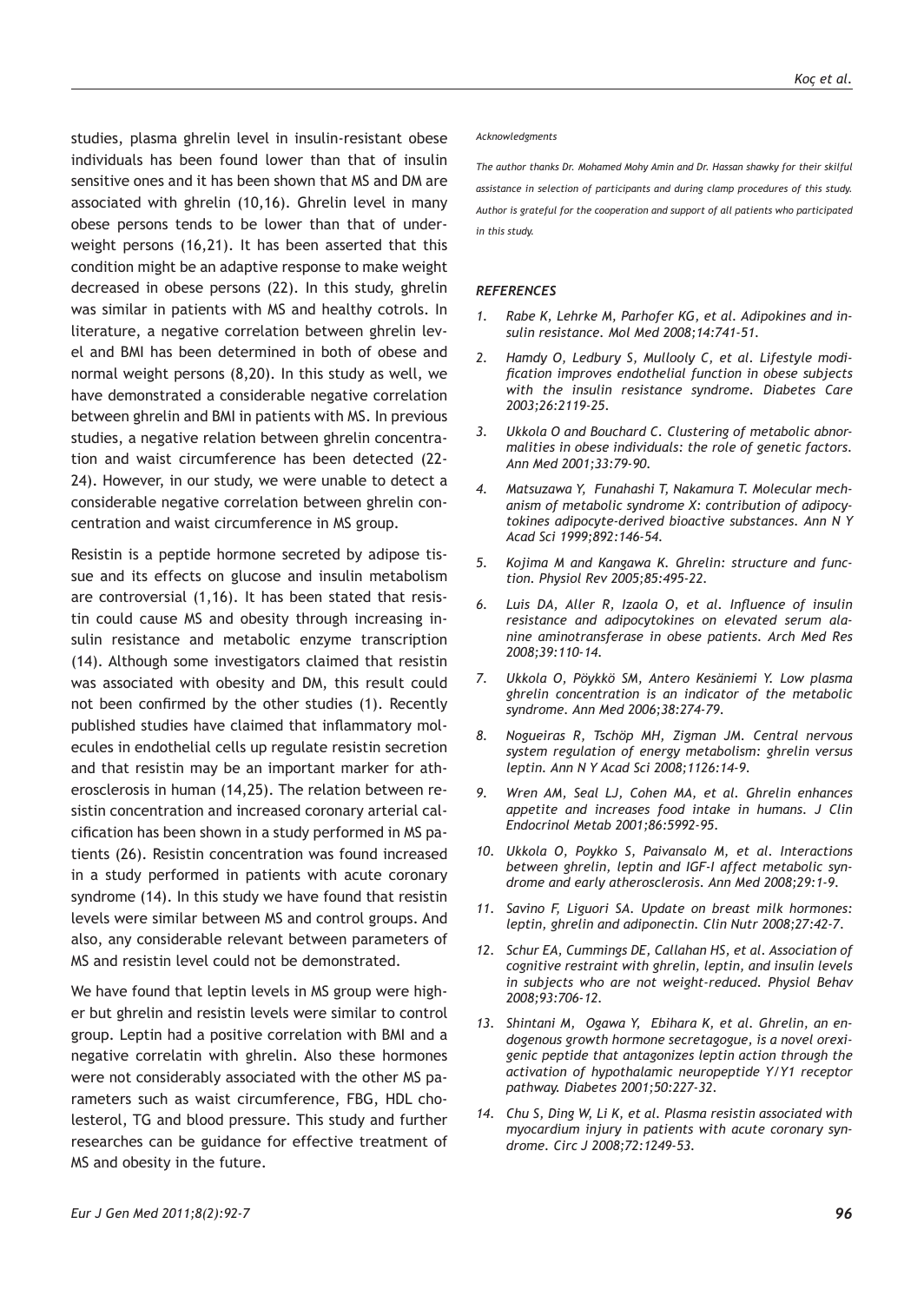studies, plasma ghrelin level in insulin-resistant obese individuals has been found lower than that of insulin sensitive ones and it has been shown that MS and DM are associated with ghrelin (10,16). Ghrelin level in many obese persons tends to be lower than that of underweight persons (16,21). It has been asserted that this condition might be an adaptive response to make weight decreased in obese persons (22). In this study, ghrelin was similar in patients with MS and healthy cotrols. In literature, a negative correlation between ghrelin level and BMI has been determined in both of obese and normal weight persons (8,20). In this study as well, we have demonstrated a considerable negative correlation between ghrelin and BMI in patients with MS. In previous studies, a negative relation between ghrelin concentration and waist circumference has been detected (22-24). However, in our study, we were unable to detect a considerable negative correlation between ghrelin concentration and waist circumference in MS group.

Resistin is a peptide hormone secreted by adipose tissue and its effects on glucose and insulin metabolism are controversial (1,16). It has been stated that resistin could cause MS and obesity through increasing insulin resistance and metabolic enzyme transcription (14). Although some investigators claimed that resistin was associated with obesity and DM, this result could not been confirmed by the other studies (1). Recently published studies have claimed that inflammatory molecules in endothelial cells up regulate resistin secretion and that resistin may be an important marker for atherosclerosis in human (14,25). The relation between resistin concentration and increased coronary arterial calcification has been shown in a study performed in MS patients (26). Resistin concentration was found increased in a study performed in patients with acute coronary syndrome (14). In this study we have found that resistin levels were similar between MS and control groups. And also, any considerable relevant between parameters of MS and resistin level could not be demonstrated.

We have found that leptin levels in MS group were higher but ghrelin and resistin levels were similar to control group. Leptin had a positive correlation with BMI and a negative correlatin with ghrelin. Also these hormones were not considerably associated with the other MS parameters such as waist circumference, FBG, HDL cholesterol, TG and blood pressure. This study and further researches can be guidance for effective treatment of MS and obesity in the future.

*Acknowledgments*

*The author thanks Dr. Mohamed Mohy Amin and Dr. Hassan shawky for their skilful assistance in selection of participants and during clamp procedures of this study. Author is grateful for the cooperation and support of all patients who participated in this study.*

### *REFERENCES*

1. *Rabe K, Lehrke M, Parhofer KG, et al. Adipokines and insulin resistance. Mol Med 2008;14:741-51.*
2. *Hamdy O, Ledbury S, Mullooly C, et al. Lifestyle modification improves endothelial function in obese subjects with the insulin resistance syndrome. Diabetes Care 2003;26:2119-25.*
3. *Ukkola O and Bouchard C. Clustering of metabolic abnormalities in obese individuals: the role of genetic factors. Ann Med 2001;33:79-90.*
4. *Matsuzawa Y, Funahashi T, Nakamura T. Molecular mechanism of metabolic syndrome X: contribution of adipocytokines adipocyte-derived bioactive substances. Ann N Y Acad Sci 1999;892:146-54.*
5. *Kojima M and Kangawa K. Ghrelin: structure and function. Physiol Rev 2005;85:495-22.*
6. *Luis DA, Aller R, Izaola O, et al. Influence of insulin resistance and adipocytokines on elevated serum alanine aminotransferase in obese patients. Arch Med Res 2008;39:110-14.*
7. *Ukkola O, Pöykkö SM, Antero Kesäniemi Y. Low plasma ghrelin concentration is an indicator of the metabolic syndrome. Ann Med 2006;38:274-79.*
8. *Nogueiras R, Tschöp MH, Zigman JM. Central nervous system regulation of energy metabolism: ghrelin versus leptin. Ann N Y Acad Sci 2008;1126:14-9.*
9. *Wren AM, Seal LJ, Cohen MA, et al. Ghrelin enhances appetite and increases food intake in humans. J Clin Endocrinol Metab 2001;86:5992-95.*
10. *Ukkola O, Poykko S, Paivansalo M, et al. Interactions between ghrelin, leptin and IGF-I affect metabolic syndrome and early atherosclerosis. Ann Med 2008;29:1-9.*
11. *Savino F, Liguori SA. Update on breast milk hormones: leptin, ghrelin and adiponectin. Clin Nutr 2008;27:42-7.*
12. *Schur EA, Cummings DE, Callahan HS, et al. Association of cognitive restraint with ghrelin, leptin, and insulin levels in subjects who are not weight-reduced. Physiol Behav 2008;93:706-12.*
13. *Shintani M, Ogawa Y, Ebihara K, et al. Ghrelin, an endogenous growth hormone secretagogue, is a novel orexigenic peptide that antagonizes leptin action through the activation of hypothalamic neuropeptide Y/Y1 receptor pathway. Diabetes 2001;50:227-32.*
14. *Chu S, Ding W, Li K, et al. Plasma resistin associated with myocardium injury in patients with acute coronary syndrome. Circ J 2008;72:1249-53.*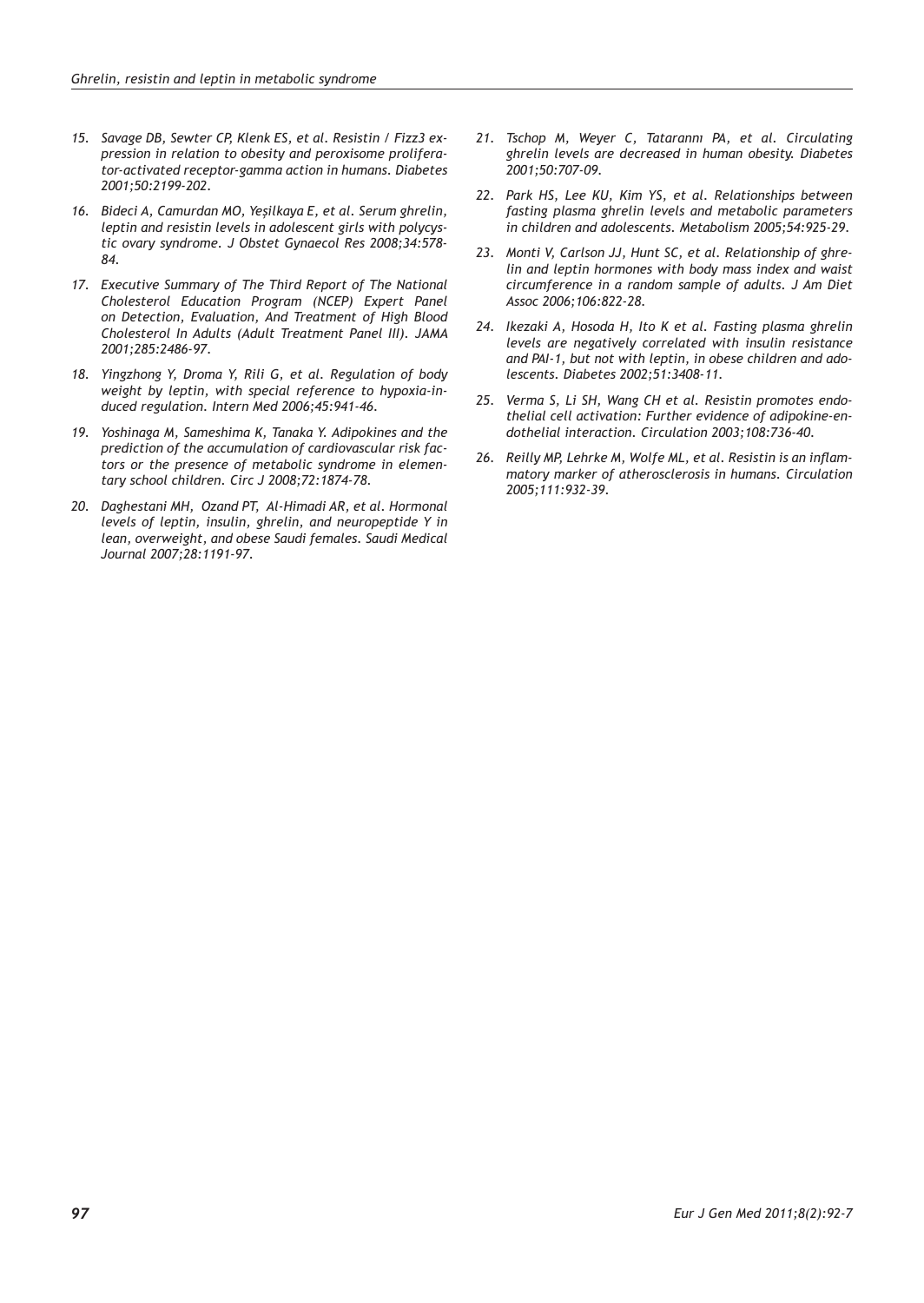15. Savage DB, Sewter CP, Klenk ES, et al. Resistin / Fizz3 expression in relation to obesity and peroxisome proliferator-activated receptor-gamma action in humans. Diabetes 2001;50:2199-202.

16. Bideci A, Camurdan MO, Yeşilkaya E, et al. Serum ghrelin, leptin and resistin levels in adolescent girls with polycystic ovary syndrome. J Obstet Gynaecol Res 2008;34:578-84.

17. Executive Summary of The Third Report of The National Cholesterol Education Program (NCEP) Expert Panel on Detection, Evaluation, And Treatment of High Blood Cholesterol In Adults (Adult Treatment Panel III). JAMA 2001;285:2486-97.

18. Yingzhong Y, Droma Y, Rili G, et al. Regulation of body weight by leptin, with special reference to hypoxia-induced regulation. Intern Med 2006;45:941-46.

19. Yoshinaga M, Sameshima K, Tanaka Y. Adipokines and the prediction of the accumulation of cardiovascular risk factors or the presence of metabolic syndrome in elementary school children. Circ J 2008;72:1874-78.

20. Daghestani MH, Ozand PT, Al-Himadi AR, et al. Hormonal levels of leptin, insulin, ghrelin, and neuropeptide Y in lean, overweight, and obese Saudi females. Saudi Medical Journal 2007;28:1191-97.

21. Tschop M, Weyer C, Tatarannı PA, et al. Circulating ghrelin levels are decreased in human obesity. Diabetes 2001;50:707-09.

22. Park HS, Lee KU, Kim YS, et al. Relationships between fasting plasma ghrelin levels and metabolic parameters in children and adolescents. Metabolism 2005;54:925-29.

23. Monti V, Carlson JJ, Hunt SC, et al. Relationship of ghrelin and leptin hormones with body mass index and waist circumference in a random sample of adults. J Am Diet Assoc 2006;106:822-28.

24. Ikezaki A, Hosoda H, Ito K et al. Fasting plasma ghrelin levels are negatively correlated with insulin resistance and PAI-1, but not with leptin, in obese children and adolescents. Diabetes 2002;51:3408-11.

25. Verma S, Li SH, Wang CH et al. Resistin promotes endothelial cell activation: Further evidence of adipokine-endothelial interaction. Circulation 2003;108:736-40.

26. Reilly MP, Lehrke M, Wolfe ML, et al. Resistin is an inflammatory marker of atherosclerosis in humans. Circulation 2005;111:932-39.